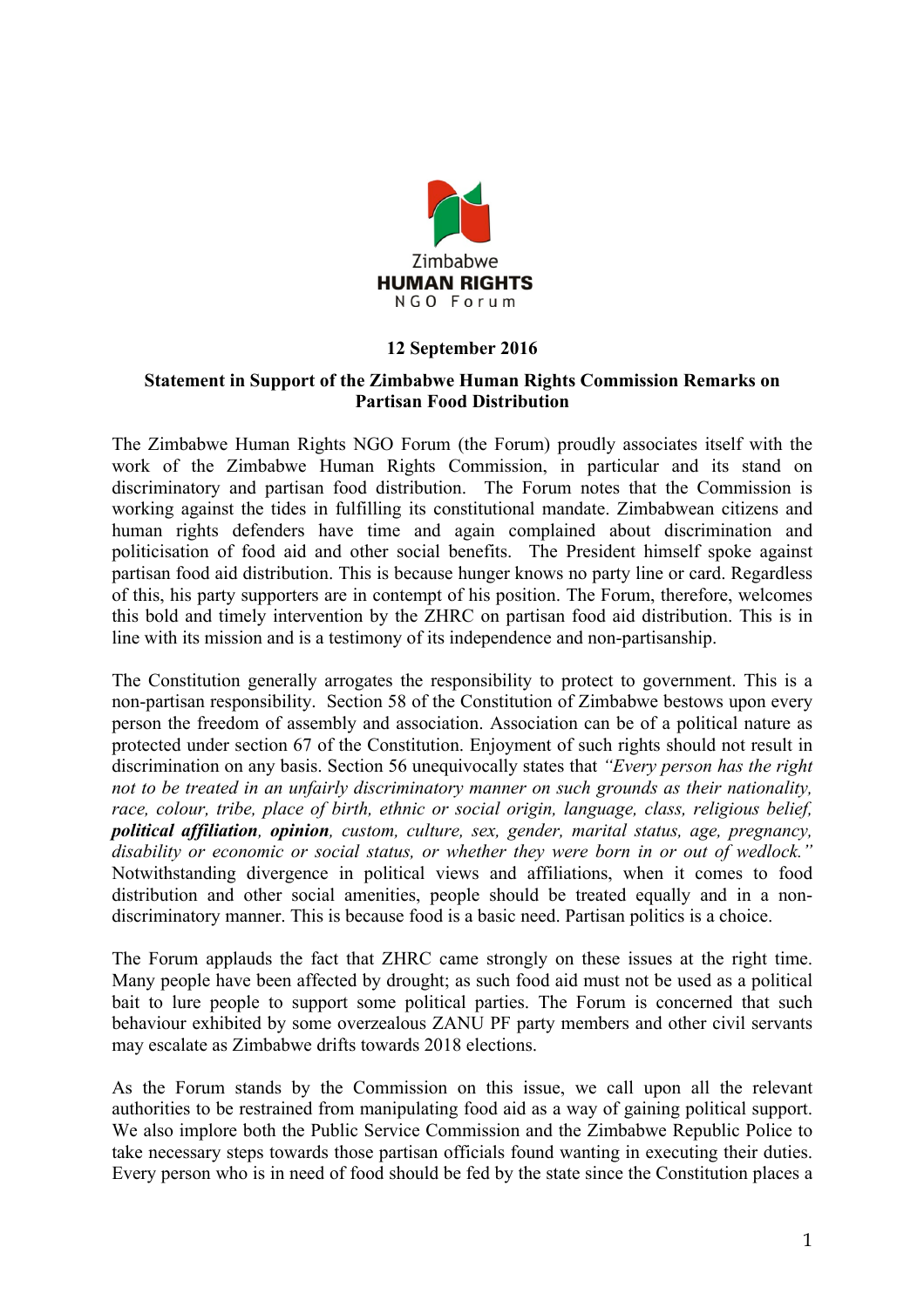Zimbabwe
**HUMAN RIGHTS**
NGO Forum

**12 September 2016**

**Statement in Support of the Zimbabwe Human Rights Commission Remarks on Partisan Food Distribution**

The Zimbabwe Human Rights NGO Forum (the Forum) proudly associates itself with the work of the Zimbabwe Human Rights Commission, in particular and its stand on discriminatory and partisan food distribution. The Forum notes that the Commission is working against the tides in fulfilling its constitutional mandate. Zimbabwean citizens and human rights defenders have time and again complained about discrimination and politicisation of food aid and other social benefits. The President himself spoke against partisan food aid distribution. This is because hunger knows no party line or card. Regardless of this, his party supporters are in contempt of his position. The Forum, therefore, welcomes this bold and timely intervention by the ZHRC on partisan food aid distribution. This is in line with its mission and is a testimony of its independence and non-partisanship.

The Constitution generally arrogates the responsibility to protect to government. This is a non-partisan responsibility. Section 58 of the Constitution of Zimbabwe bestows upon every person the freedom of assembly and association. Association can be of a political nature as protected under section 67 of the Constitution. Enjoyment of such rights should not result in discrimination on any basis. Section 56 unequivocally states that *"Every person has the right not to be treated in an unfairly discriminatory manner on such grounds as their nationality, race, colour, tribe, place of birth, ethnic or social origin, language, class, religious belief,* ***political affiliation****,* ***opinion****, custom, culture, sex, gender, marital status, age, pregnancy, disability or economic or social status, or whether they were born in or out of wedlock."* Notwithstanding divergence in political views and affiliations, when it comes to food distribution and other social amenities, people should be treated equally and in a non-discriminatory manner. This is because food is a basic need. Partisan politics is a choice.

The Forum applauds the fact that ZHRC came strongly on these issues at the right time. Many people have been affected by drought; as such food aid must not be used as a political bait to lure people to support some political parties. The Forum is concerned that such behaviour exhibited by some overzealous ZANU PF party members and other civil servants may escalate as Zimbabwe drifts towards 2018 elections.

As the Forum stands by the Commission on this issue, we call upon all the relevant authorities to be restrained from manipulating food aid as a way of gaining political support. We also implore both the Public Service Commission and the Zimbabwe Republic Police to take necessary steps towards those partisan officials found wanting in executing their duties. Every person who is in need of food should be fed by the state since the Constitution places a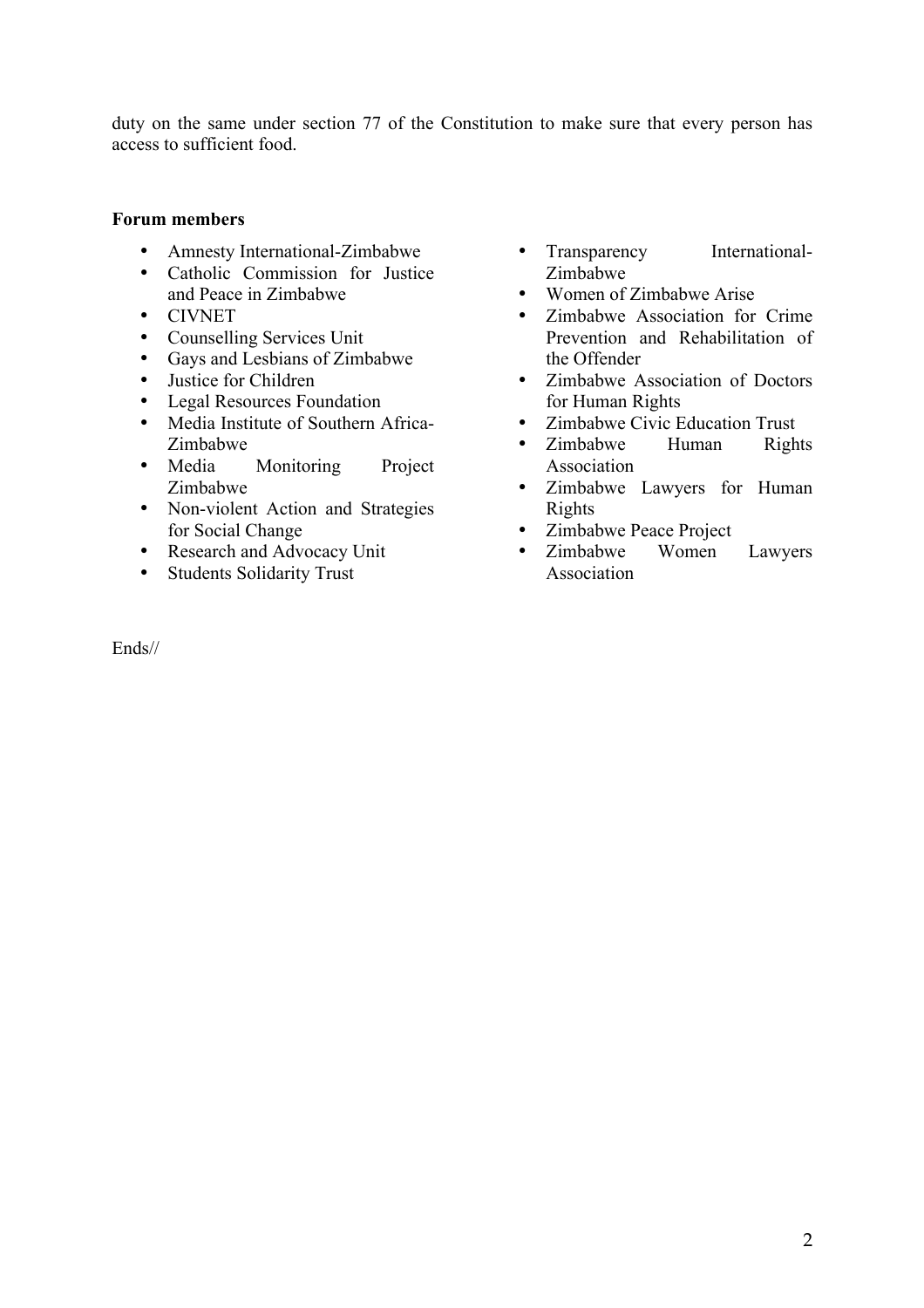duty on the same under section 77 of the Constitution to make sure that every person has access to sufficient food.

**Forum members**

- Amnesty International-Zimbabwe
- Catholic Commission for Justice and Peace in Zimbabwe
- CIVNET
- Counselling Services Unit
- Gays and Lesbians of Zimbabwe
- Justice for Children
- Legal Resources Foundation
- Media Institute of Southern Africa-Zimbabwe
- Media Monitoring Project Zimbabwe
- Non-violent Action and Strategies for Social Change
- Research and Advocacy Unit
- Students Solidarity Trust
- Transparency International-Zimbabwe
- Women of Zimbabwe Arise
- Zimbabwe Association for Crime Prevention and Rehabilitation of the Offender
- Zimbabwe Association of Doctors for Human Rights
- Zimbabwe Civic Education Trust
- Zimbabwe Human Rights Association
- Zimbabwe Lawyers for Human Rights
- Zimbabwe Peace Project
- Zimbabwe Women Lawyers Association

Ends//